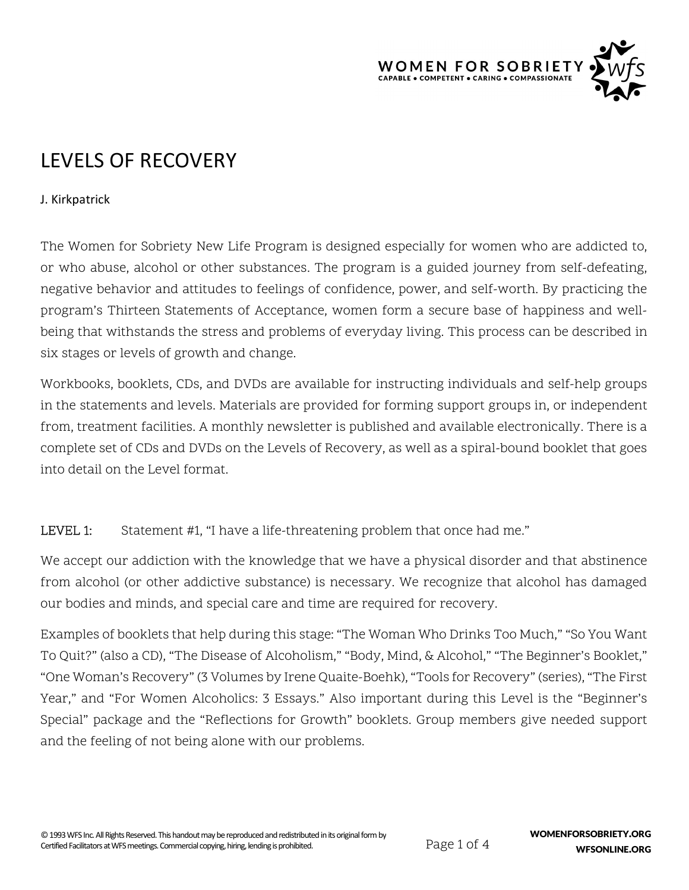# LEVELS OF RECOVERY

J. Kirkpatrick

The Women for Sobriety New Life Program is designed especially for women who are addicted to, or who abuse, alcohol or other substances. The program is a guided journey from self-defeating, negative behavior and attitudes to feelings of confidence, power, and self-worth. By practicing the program's Thirteen Statements of Acceptance, women form a secure base of happiness and well-being that withstands the stress and problems of everyday living. This process can be described in six stages or levels of growth and change.

Workbooks, booklets, CDs, and DVDs are available for instructing individuals and self-help groups in the statements and levels. Materials are provided for forming support groups in, or independent from, treatment facilities. A monthly newsletter is published and available electronically. There is a complete set of CDs and DVDs on the Levels of Recovery, as well as a spiral-bound booklet that goes into detail on the Level format.

**LEVEL 1:** Statement #1, "I have a life-threatening problem that once had me."

We accept our addiction with the knowledge that we have a physical disorder and that abstinence from alcohol (or other addictive substance) is necessary. We recognize that alcohol has damaged our bodies and minds, and special care and time are required for recovery.

Examples of booklets that help during this stage: "The Woman Who Drinks Too Much," "So You Want To Quit?" (also a CD), "The Disease of Alcoholism," "Body, Mind, & Alcohol," "The Beginner's Booklet," "One Woman's Recovery" (3 Volumes by Irene Quaite-Boehk), "Tools for Recovery" (series), "The First Year," and "For Women Alcoholics: 3 Essays." Also important during this Level is the "Beginner's Special" package and the "Reflections for Growth" booklets. Group members give needed support and the feeling of not being alone with our problems.

© 1993 WFS Inc. All Rights Reserved. This handout may be reproduced and redistributed in its original form by Certified Facilitators at WFS meetings. Commercial copying, hiring, lending is prohibited.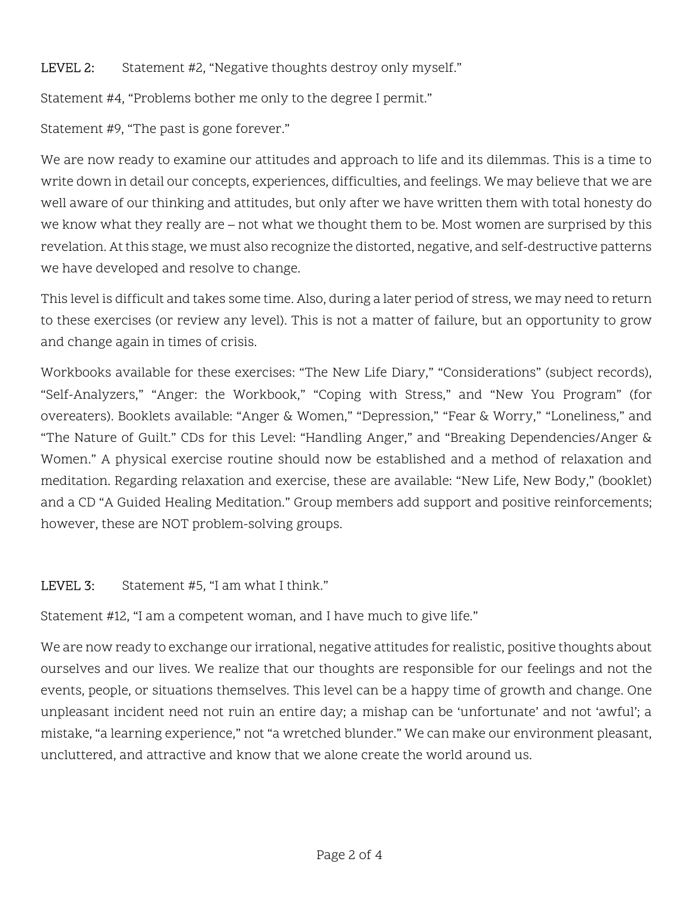LEVEL 2: Statement #2, "Negative thoughts destroy only myself."

Statement #4, "Problems bother me only to the degree I permit."

Statement #9, "The past is gone forever."

We are now ready to examine our attitudes and approach to life and its dilemmas. This is a time to write down in detail our concepts, experiences, difficulties, and feelings. We may believe that we are well aware of our thinking and attitudes, but only after we have written them with total honesty do we know what they really are – not what we thought them to be. Most women are surprised by this revelation. At this stage, we must also recognize the distorted, negative, and self-destructive patterns we have developed and resolve to change.

This level is difficult and takes some time. Also, during a later period of stress, we may need to return to these exercises (or review any level). This is not a matter of failure, but an opportunity to grow and change again in times of crisis.

Workbooks available for these exercises: "The New Life Diary," "Considerations" (subject records), "Self-Analyzers," "Anger: the Workbook," "Coping with Stress," and "New You Program" (for overeaters). Booklets available: "Anger & Women," "Depression," "Fear & Worry," "Loneliness," and "The Nature of Guilt." CDs for this Level: "Handling Anger," and "Breaking Dependencies/Anger & Women." A physical exercise routine should now be established and a method of relaxation and meditation. Regarding relaxation and exercise, these are available: "New Life, New Body," (booklet) and a CD "A Guided Healing Meditation." Group members add support and positive reinforcements; however, these are NOT problem-solving groups.

LEVEL 3: Statement #5, "I am what I think."

Statement #12, "I am a competent woman, and I have much to give life."

We are now ready to exchange our irrational, negative attitudes for realistic, positive thoughts about ourselves and our lives. We realize that our thoughts are responsible for our feelings and not the events, people, or situations themselves. This level can be a happy time of growth and change. One unpleasant incident need not ruin an entire day; a mishap can be 'unfortunate' and not 'awful'; a mistake, "a learning experience," not "a wretched blunder." We can make our environment pleasant, uncluttered, and attractive and know that we alone create the world around us.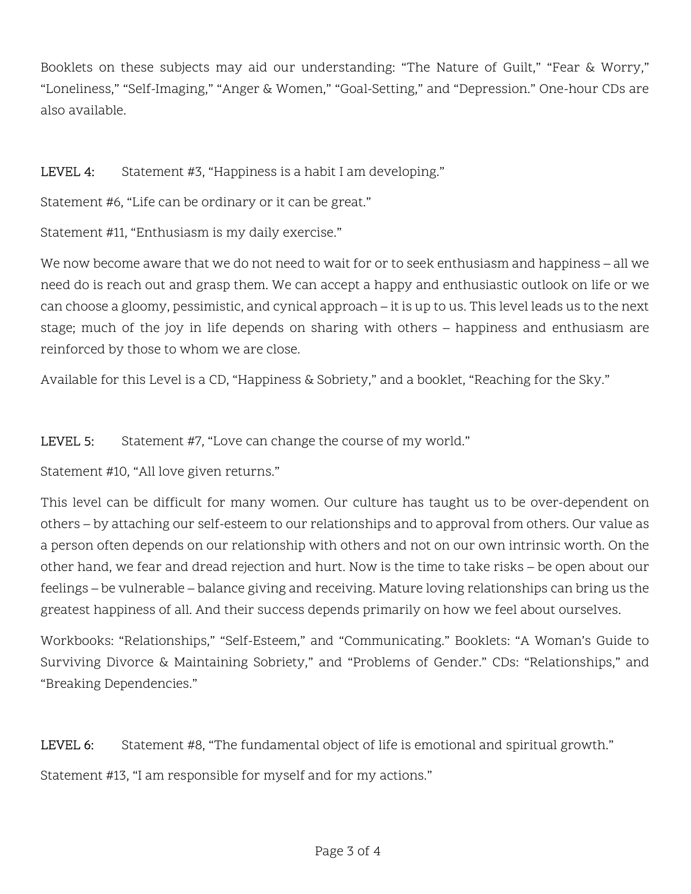Booklets on these subjects may aid our understanding: "The Nature of Guilt," "Fear & Worry," "Loneliness," "Self-Imaging," "Anger & Women," "Goal-Setting," and "Depression." One-hour CDs are also available.

LEVEL 4: Statement #3, "Happiness is a habit I am developing."

Statement #6, "Life can be ordinary or it can be great."

Statement #11, "Enthusiasm is my daily exercise."

We now become aware that we do not need to wait for or to seek enthusiasm and happiness – all we need do is reach out and grasp them. We can accept a happy and enthusiastic outlook on life or we can choose a gloomy, pessimistic, and cynical approach – it is up to us. This level leads us to the next stage; much of the joy in life depends on sharing with others – happiness and enthusiasm are reinforced by those to whom we are close.

Available for this Level is a CD, "Happiness & Sobriety," and a booklet, "Reaching for the Sky."

LEVEL 5: Statement #7, "Love can change the course of my world."

Statement #10, "All love given returns."

This level can be difficult for many women. Our culture has taught us to be over-dependent on others – by attaching our self-esteem to our relationships and to approval from others. Our value as a person often depends on our relationship with others and not on our own intrinsic worth. On the other hand, we fear and dread rejection and hurt. Now is the time to take risks – be open about our feelings – be vulnerable – balance giving and receiving. Mature loving relationships can bring us the greatest happiness of all. And their success depends primarily on how we feel about ourselves.

Workbooks: "Relationships," "Self-Esteem," and "Communicating." Booklets: "A Woman's Guide to Surviving Divorce & Maintaining Sobriety," and "Problems of Gender." CDs: "Relationships," and "Breaking Dependencies."

LEVEL 6: Statement #8, "The fundamental object of life is emotional and spiritual growth."

Statement #13, "I am responsible for myself and for my actions."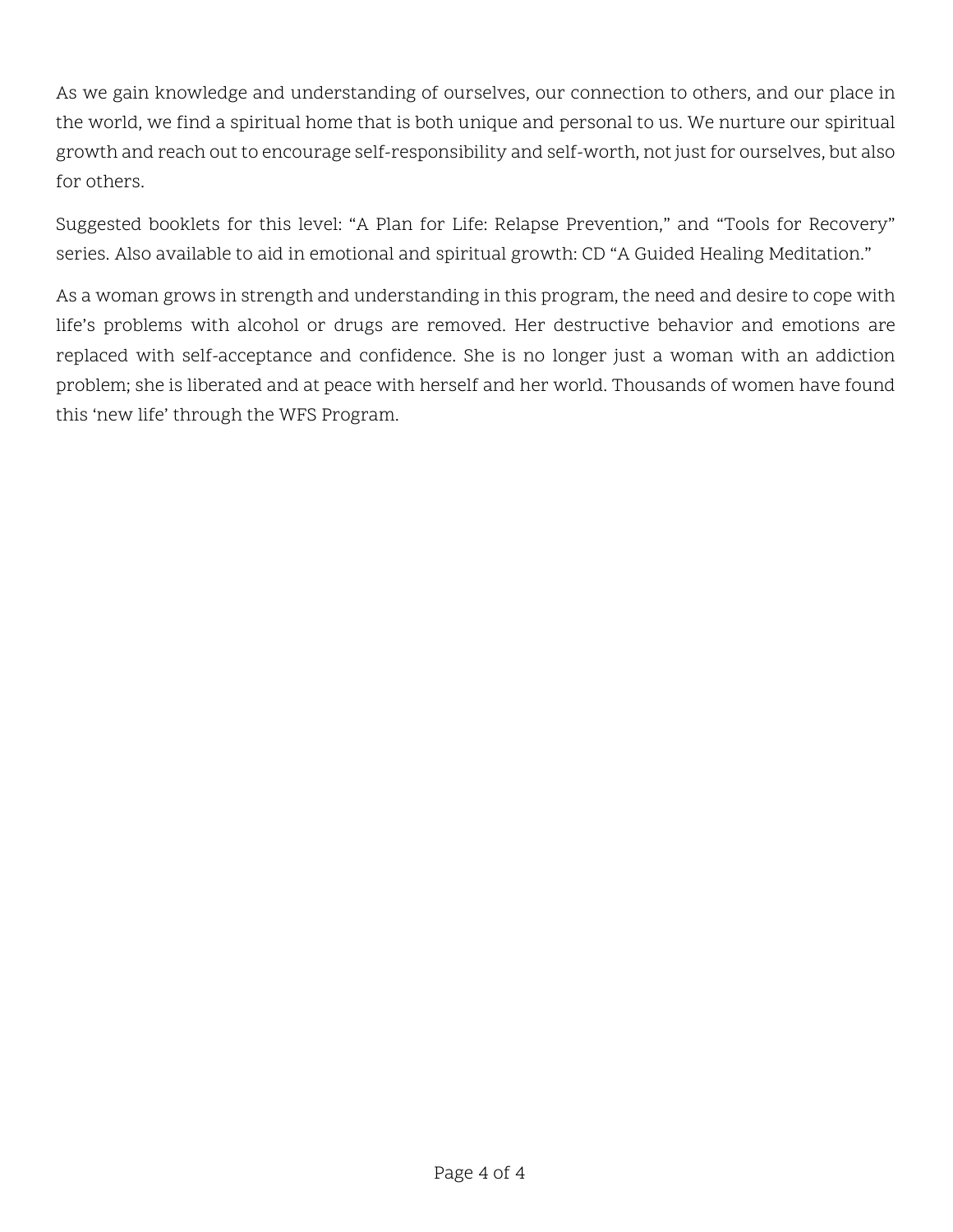As we gain knowledge and understanding of ourselves, our connection to others, and our place in the world, we find a spiritual home that is both unique and personal to us. We nurture our spiritual growth and reach out to encourage self-responsibility and self-worth, not just for ourselves, but also for others.

Suggested booklets for this level: "A Plan for Life: Relapse Prevention," and "Tools for Recovery" series. Also available to aid in emotional and spiritual growth: CD "A Guided Healing Meditation."

As a woman grows in strength and understanding in this program, the need and desire to cope with life's problems with alcohol or drugs are removed. Her destructive behavior and emotions are replaced with self-acceptance and confidence. She is no longer just a woman with an addiction problem; she is liberated and at peace with herself and her world. Thousands of women have found this 'new life' through the WFS Program.